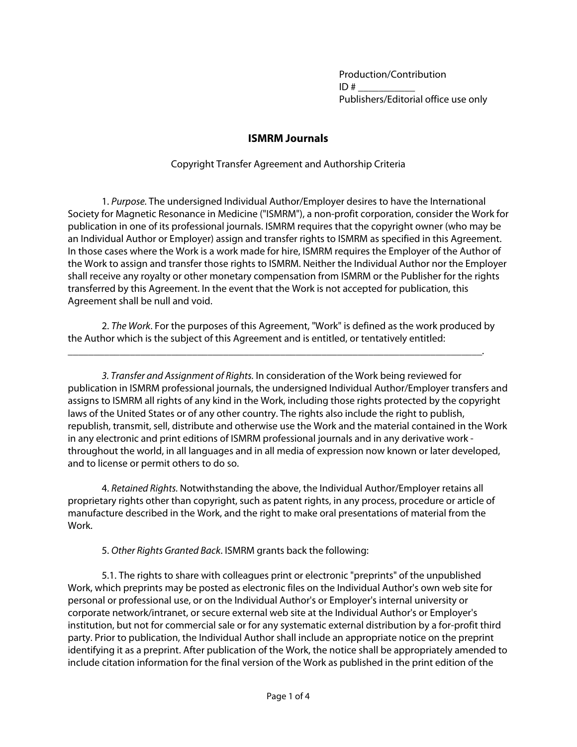Production/Contribution
ID # ___________
Publishers/Editorial office use only

# ISMRM Journals

Copyright Transfer Agreement and Authorship Criteria

1. *Purpose.* The undersigned Individual Author/Employer desires to have the International Society for Magnetic Resonance in Medicine ("ISMRM"), a non-profit corporation, consider the Work for publication in one of its professional journals. ISMRM requires that the copyright owner (who may be an Individual Author or Employer) assign and transfer rights to ISMRM as specified in this Agreement. In those cases where the Work is a work made for hire, ISMRM requires the Employer of the Author of the Work to assign and transfer those rights to ISMRM. Neither the Individual Author nor the Employer shall receive any royalty or other monetary compensation from ISMRM or the Publisher for the rights transferred by this Agreement. In the event that the Work is not accepted for publication, this Agreement shall be null and void.

2. *The Work*. For the purposes of this Agreement, "Work" is defined as the work produced by the Author which is the subject of this Agreement and is entitled, or tentatively entitled: _______________________________________________________________________________________.

*3. Transfer and Assignment of Rights.* In consideration of the Work being reviewed for publication in ISMRM professional journals, the undersigned Individual Author/Employer transfers and assigns to ISMRM all rights of any kind in the Work, including those rights protected by the copyright laws of the United States or of any other country. The rights also include the right to publish, republish, transmit, sell, distribute and otherwise use the Work and the material contained in the Work in any electronic and print editions of ISMRM professional journals and in any derivative work - throughout the world, in all languages and in all media of expression now known or later developed, and to license or permit others to do so.

4. *Retained Rights.* Notwithstanding the above, the Individual Author/Employer retains all proprietary rights other than copyright, such as patent rights, in any process, procedure or article of manufacture described in the Work, and the right to make oral presentations of material from the Work.

5. *Other Rights Granted Back*. ISMRM grants back the following:

5.1. The rights to share with colleagues print or electronic "preprints" of the unpublished Work, which preprints may be posted as electronic files on the Individual Author's own web site for personal or professional use, or on the Individual Author's or Employer's internal university or corporate network/intranet, or secure external web site at the Individual Author's or Employer's institution, but not for commercial sale or for any systematic external distribution by a for-profit third party. Prior to publication, the Individual Author shall include an appropriate notice on the preprint identifying it as a preprint. After publication of the Work, the notice shall be appropriately amended to include citation information for the final version of the Work as published in the print edition of the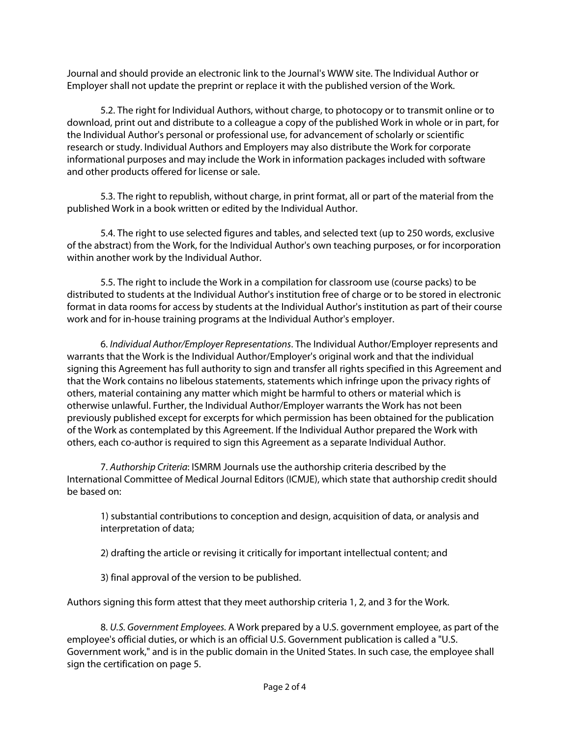Journal and should provide an electronic link to the Journal's WWW site. The Individual Author or Employer shall not update the preprint or replace it with the published version of the Work.

5.2. The right for Individual Authors, without charge, to photocopy or to transmit online or to download, print out and distribute to a colleague a copy of the published Work in whole or in part, for the Individual Author's personal or professional use, for advancement of scholarly or scientific research or study. Individual Authors and Employers may also distribute the Work for corporate informational purposes and may include the Work in information packages included with software and other products offered for license or sale.

5.3. The right to republish, without charge, in print format, all or part of the material from the published Work in a book written or edited by the Individual Author.

5.4. The right to use selected figures and tables, and selected text (up to 250 words, exclusive of the abstract) from the Work, for the Individual Author's own teaching purposes, or for incorporation within another work by the Individual Author.

5.5. The right to include the Work in a compilation for classroom use (course packs) to be distributed to students at the Individual Author's institution free of charge or to be stored in electronic format in data rooms for access by students at the Individual Author's institution as part of their course work and for in-house training programs at the Individual Author's employer.

6. *Individual Author/Employer Representations*. The Individual Author/Employer represents and warrants that the Work is the Individual Author/Employer's original work and that the individual signing this Agreement has full authority to sign and transfer all rights specified in this Agreement and that the Work contains no libelous statements, statements which infringe upon the privacy rights of others, material containing any matter which might be harmful to others or material which is otherwise unlawful. Further, the Individual Author/Employer warrants the Work has not been previously published except for excerpts for which permission has been obtained for the publication of the Work as contemplated by this Agreement. If the Individual Author prepared the Work with others, each co-author is required to sign this Agreement as a separate Individual Author.

7. *Authorship Criteria*: ISMRM Journals use the authorship criteria described by the International Committee of Medical Journal Editors (ICMJE), which state that authorship credit should be based on:

1) substantial contributions to conception and design, acquisition of data, or analysis and interpretation of data;

2) drafting the article or revising it critically for important intellectual content; and

3) final approval of the version to be published.

Authors signing this form attest that they meet authorship criteria 1, 2, and 3 for the Work.

8. *U.S. Government Employees.* A Work prepared by a U.S. government employee, as part of the employee's official duties, or which is an official U.S. Government publication is called a "U.S. Government work," and is in the public domain in the United States. In such case, the employee shall sign the certification on page 5.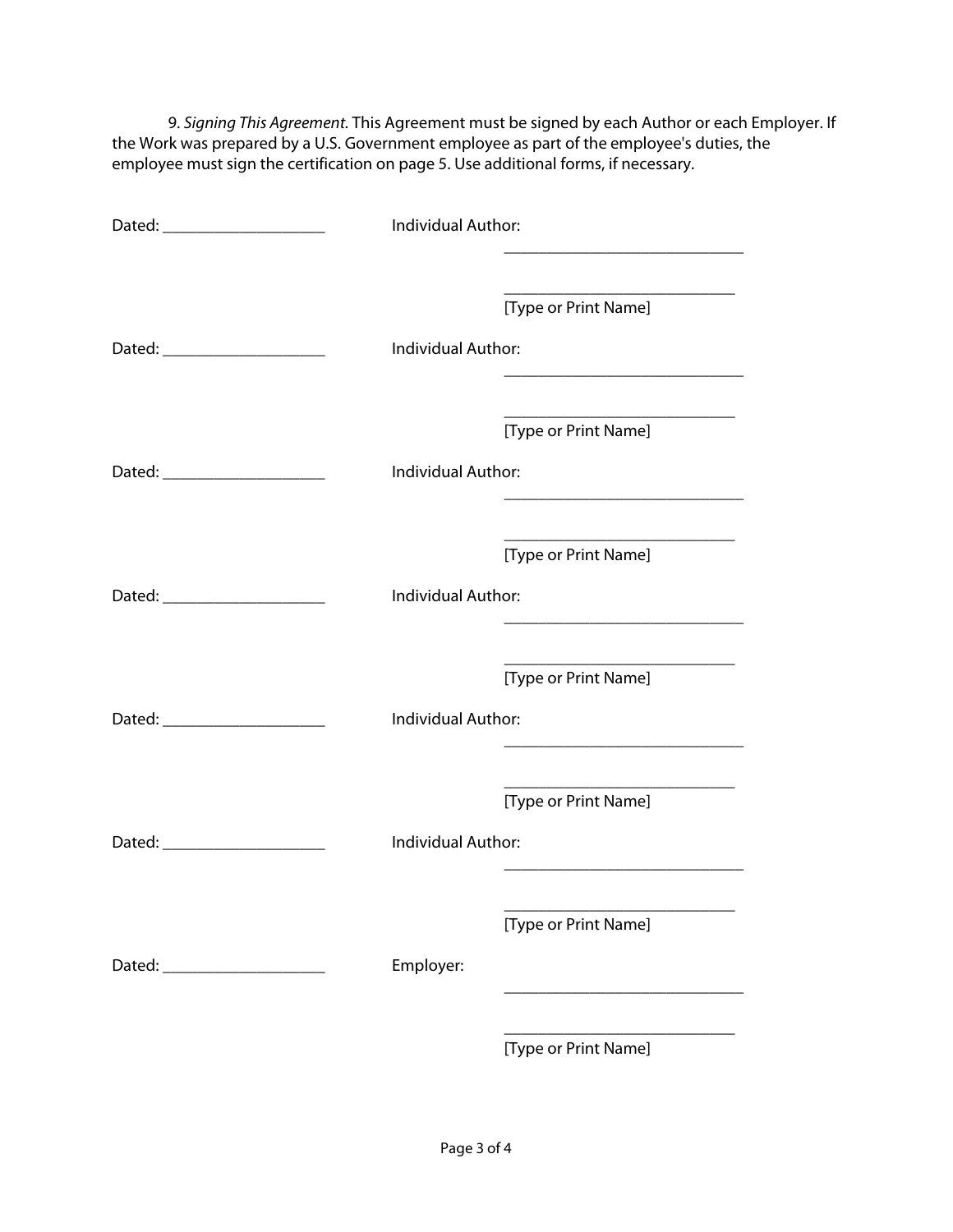9. *Signing This Agreement.* This Agreement must be signed by each Author or each Employer. If the Work was prepared by a U.S. Government employee as part of the employee's duties, the employee must sign the certification on page 5. Use additional forms, if necessary.

Dated: ____________________ Individual Author:

______________________________

_____________________________
[Type or Print Name]

Dated: ____________________ Individual Author:

______________________________

_____________________________
[Type or Print Name]

Dated: ____________________ Individual Author:

______________________________

_____________________________
[Type or Print Name]

Dated: ____________________ Individual Author:

______________________________

_____________________________
[Type or Print Name]

Dated: ____________________ Individual Author:

______________________________

_____________________________
[Type or Print Name]

Dated: ____________________ Individual Author:

______________________________

_____________________________
[Type or Print Name]

Dated: ____________________ Employer:

______________________________

_____________________________
[Type or Print Name]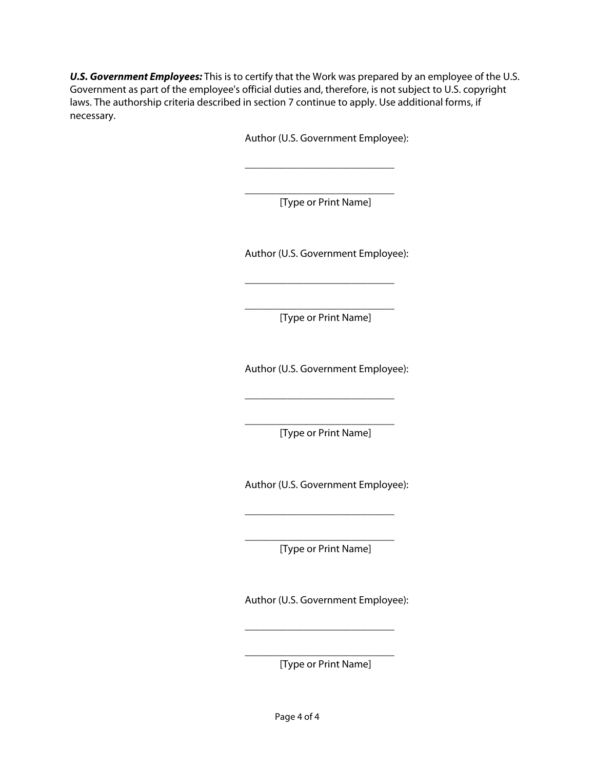***U.S. Government Employees:*** This is to certify that the Work was prepared by an employee of the U.S. Government as part of the employee's official duties and, therefore, is not subject to U.S. copyright laws. The authorship criteria described in section 7 continue to apply. Use additional forms, if necessary.

Author (U.S. Government Employee):

_____________________________

_____________________________
[Type or Print Name]

Author (U.S. Government Employee):

_____________________________

_____________________________
[Type or Print Name]

Author (U.S. Government Employee):

_____________________________

_____________________________
[Type or Print Name]

Author (U.S. Government Employee):

_____________________________

_____________________________
[Type or Print Name]

Author (U.S. Government Employee):

_____________________________

_____________________________
[Type or Print Name]